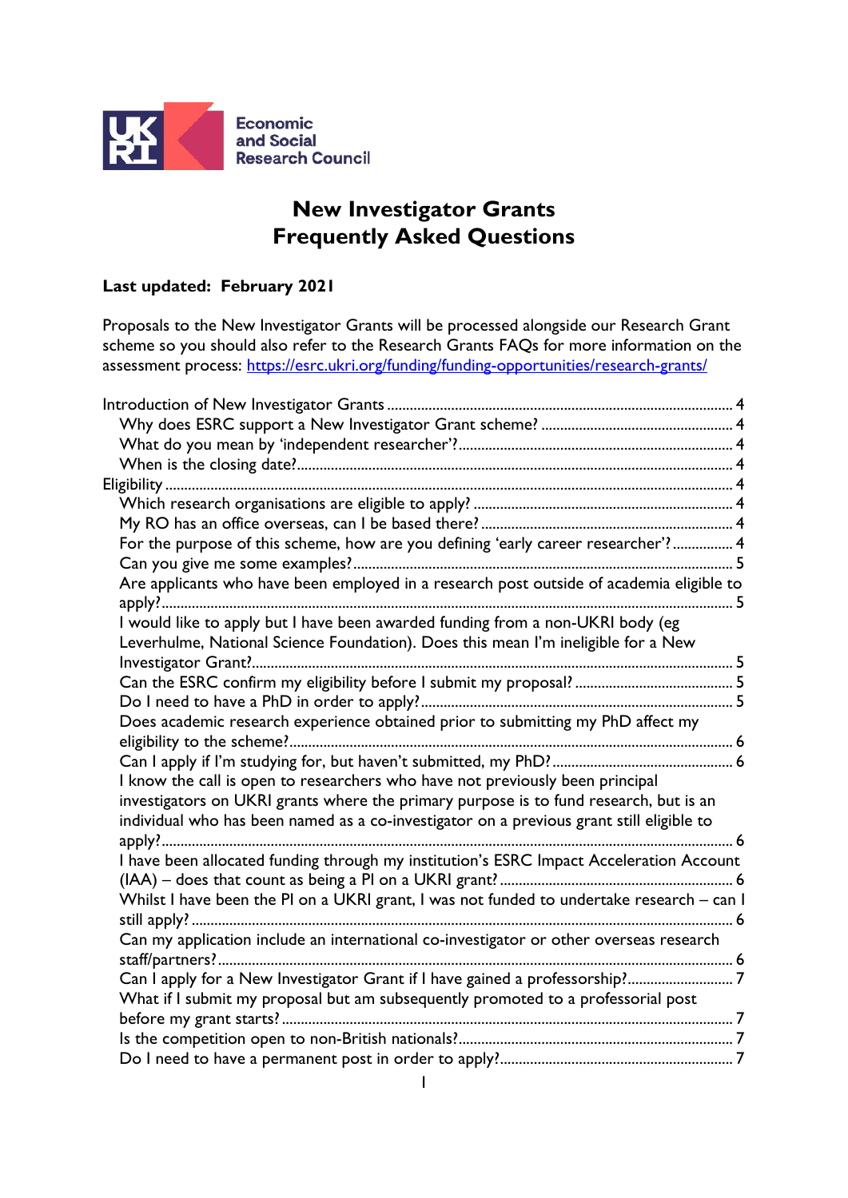Economic and Social Research Council

# New Investigator Grants Frequently Asked Questions

**Last updated: February 2021**

Proposals to the New Investigator Grants will be processed alongside our Research Grant scheme so you should also refer to the Research Grants FAQs for more information on the assessment process: https://esrc.ukri.org/funding/funding-opportunities/research-grants/

- Introduction of New Investigator Grants ... 4
  - Why does ESRC support a New Investigator Grant scheme? ... 4
  - What do you mean by 'independent researcher'? ... 4
  - When is the closing date? ... 4
- Eligibility ... 4
  - Which research organisations are eligible to apply? ... 4
  - My RO has an office overseas, can I be based there? ... 4
  - For the purpose of this scheme, how are you defining 'early career researcher'? ... 4
  - Can you give me some examples? ... 5
  - Are applicants who have been employed in a research post outside of academia eligible to apply? ... 5
  - I would like to apply but I have been awarded funding from a non-UKRI body (eg Leverhulme, National Science Foundation). Does this mean I'm ineligible for a New Investigator Grant? ... 5
  - Can the ESRC confirm my eligibility before I submit my proposal? ... 5
  - Do I need to have a PhD in order to apply? ... 5
  - Does academic research experience obtained prior to submitting my PhD affect my eligibility to the scheme? ... 6
  - Can I apply if I'm studying for, but haven't submitted, my PhD? ... 6
  - I know the call is open to researchers who have not previously been principal investigators on UKRI grants where the primary purpose is to fund research, but is an individual who has been named as a co-investigator on a previous grant still eligible to apply? ... 6
  - I have been allocated funding through my institution's ESRC Impact Acceleration Account (IAA) – does that count as being a PI on a UKRI grant? ... 6
  - Whilst I have been the PI on a UKRI grant, I was not funded to undertake research – can I still apply? ... 6
  - Can my application include an international co-investigator or other overseas research staff/partners? ... 6
  - Can I apply for a New Investigator Grant if I have gained a professorship? ... 7
  - What if I submit my proposal but am subsequently promoted to a professorial post before my grant starts? ... 7
  - Is the competition open to non-British nationals? ... 7
  - Do I need to have a permanent post in order to apply? ... 7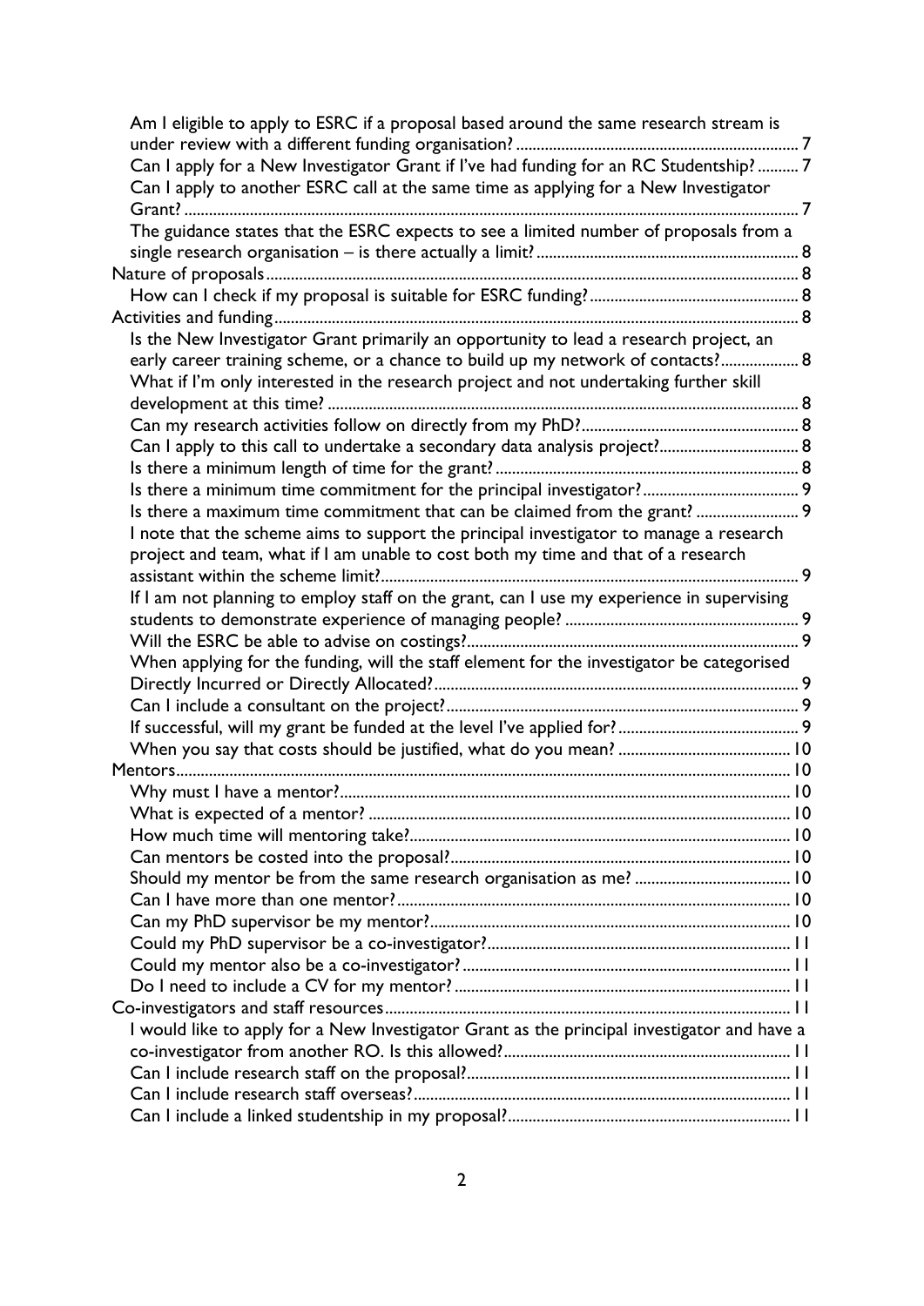- Am I eligible to apply to ESRC if a proposal based around the same research stream is under review with a different funding organisation? ... 7
- Can I apply for a New Investigator Grant if I've had funding for an RC Studentship? ... 7
- Can I apply to another ESRC call at the same time as applying for a New Investigator Grant? ... 7
- The guidance states that the ESRC expects to see a limited number of proposals from a single research organisation – is there actually a limit? ... 8

Nature of proposals ... 8

- How can I check if my proposal is suitable for ESRC funding? ... 8

Activities and funding ... 8

- Is the New Investigator Grant primarily an opportunity to lead a research project, an early career training scheme, or a chance to build up my network of contacts? ... 8
- What if I'm only interested in the research project and not undertaking further skill development at this time? ... 8
- Can my research activities follow on directly from my PhD? ... 8
- Can I apply to this call to undertake a secondary data analysis project? ... 8
- Is there a minimum length of time for the grant? ... 8
- Is there a minimum time commitment for the principal investigator? ... 9
- Is there a maximum time commitment that can be claimed from the grant? ... 9
- I note that the scheme aims to support the principal investigator to manage a research project and team, what if I am unable to cost both my time and that of a research assistant within the scheme limit? ... 9
- If I am not planning to employ staff on the grant, can I use my experience in supervising students to demonstrate experience of managing people? ... 9
- Will the ESRC be able to advise on costings? ... 9
- When applying for the funding, will the staff element for the investigator be categorised Directly Incurred or Directly Allocated? ... 9
- Can I include a consultant on the project? ... 9
- If successful, will my grant be funded at the level I've applied for? ... 9
- When you say that costs should be justified, what do you mean? ... 10

Mentors ... 10

- Why must I have a mentor? ... 10
- What is expected of a mentor? ... 10
- How much time will mentoring take? ... 10
- Can mentors be costed into the proposal? ... 10
- Should my mentor be from the same research organisation as me? ... 10
- Can I have more than one mentor? ... 10
- Can my PhD supervisor be my mentor? ... 10
- Could my PhD supervisor be a co-investigator? ... 11
- Could my mentor also be a co-investigator? ... 11
- Do I need to include a CV for my mentor? ... 11

Co-investigators and staff resources ... 11

- I would like to apply for a New Investigator Grant as the principal investigator and have a co-investigator from another RO. Is this allowed? ... 11
- Can I include research staff on the proposal? ... 11
- Can I include research staff overseas? ... 11
- Can I include a linked studentship in my proposal? ... 11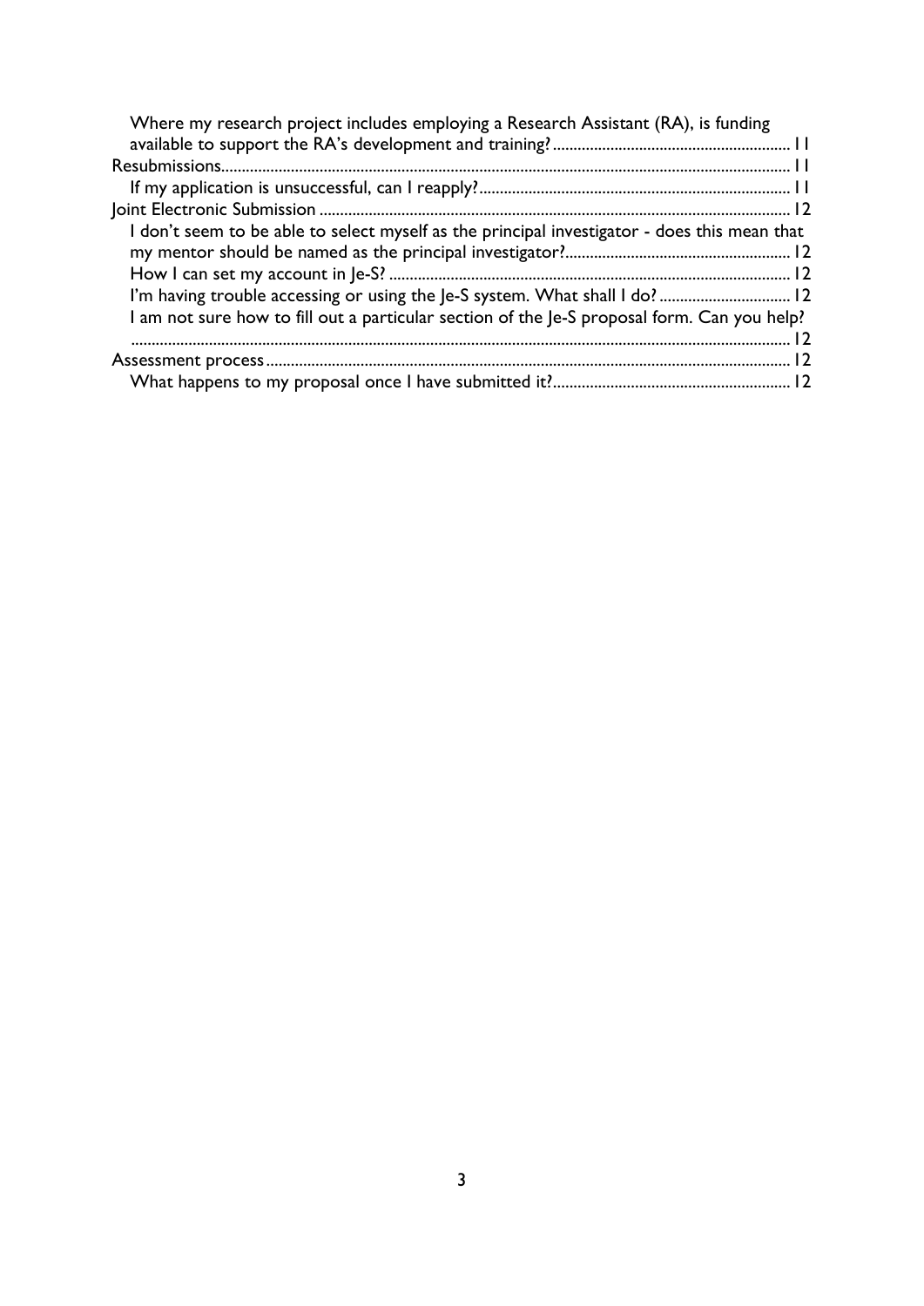Where my research project includes employing a Research Assistant (RA), is funding available to support the RA's development and training? ........ 11

Resubmissions ........ 11

If my application is unsuccessful, can I reapply? ........ 11

Joint Electronic Submission ........ 12

I don't seem to be able to select myself as the principal investigator - does this mean that my mentor should be named as the principal investigator? ........ 12

How I can set my account in Je-S? ........ 12

I'm having trouble accessing or using the Je-S system. What shall I do? ........ 12

I am not sure how to fill out a particular section of the Je-S proposal form. Can you help? ........ 12

Assessment process ........ 12

What happens to my proposal once I have submitted it? ........ 12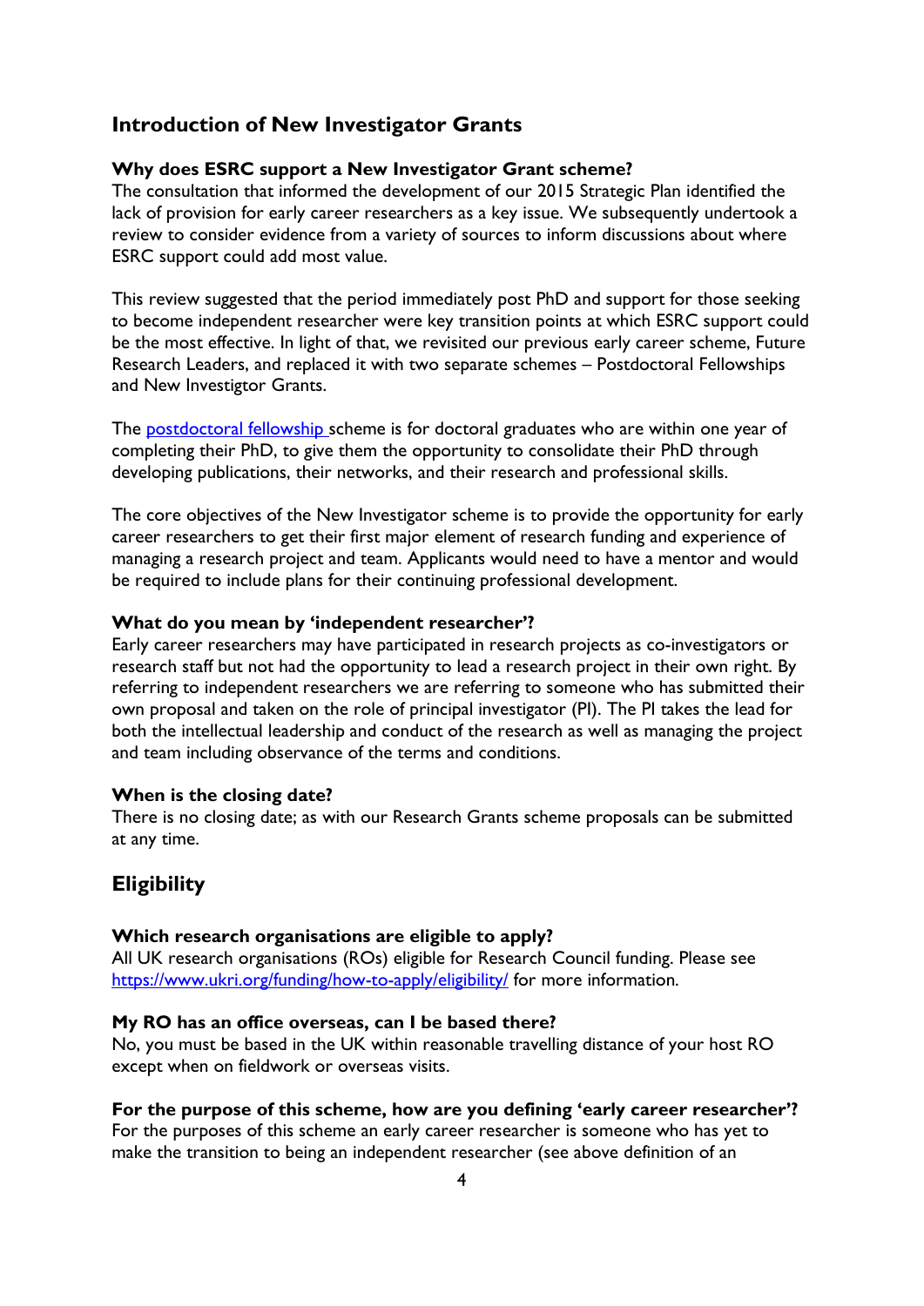## Introduction of New Investigator Grants

### Why does ESRC support a New Investigator Grant scheme?

The consultation that informed the development of our 2015 Strategic Plan identified the lack of provision for early career researchers as a key issue. We subsequently undertook a review to consider evidence from a variety of sources to inform discussions about where ESRC support could add most value.

This review suggested that the period immediately post PhD and support for those seeking to become independent researcher were key transition points at which ESRC support could be the most effective. In light of that, we revisited our previous early career scheme, Future Research Leaders, and replaced it with two separate schemes – Postdoctoral Fellowships and New Investigtor Grants.

The [postdoctoral fellowship](postdoctoral fellowship) scheme is for doctoral graduates who are within one year of completing their PhD, to give them the opportunity to consolidate their PhD through developing publications, their networks, and their research and professional skills.

The core objectives of the New Investigator scheme is to provide the opportunity for early career researchers to get their first major element of research funding and experience of managing a research project and team. Applicants would need to have a mentor and would be required to include plans for their continuing professional development.

### What do you mean by 'independent researcher'?

Early career researchers may have participated in research projects as co-investigators or research staff but not had the opportunity to lead a research project in their own right. By referring to independent researchers we are referring to someone who has submitted their own proposal and taken on the role of principal investigator (PI). The PI takes the lead for both the intellectual leadership and conduct of the research as well as managing the project and team including observance of the terms and conditions.

### When is the closing date?

There is no closing date; as with our Research Grants scheme proposals can be submitted at any time.

## Eligibility

### Which research organisations are eligible to apply?

All UK research organisations (ROs) eligible for Research Council funding. Please see [https://www.ukri.org/funding/how-to-apply/eligibility/](https://www.ukri.org/funding/how-to-apply/eligibility/) for more information.

### My RO has an office overseas, can I be based there?

No, you must be based in the UK within reasonable travelling distance of your host RO except when on fieldwork or overseas visits.

### For the purpose of this scheme, how are you defining 'early career researcher'?

For the purposes of this scheme an early career researcher is someone who has yet to make the transition to being an independent researcher (see above definition of an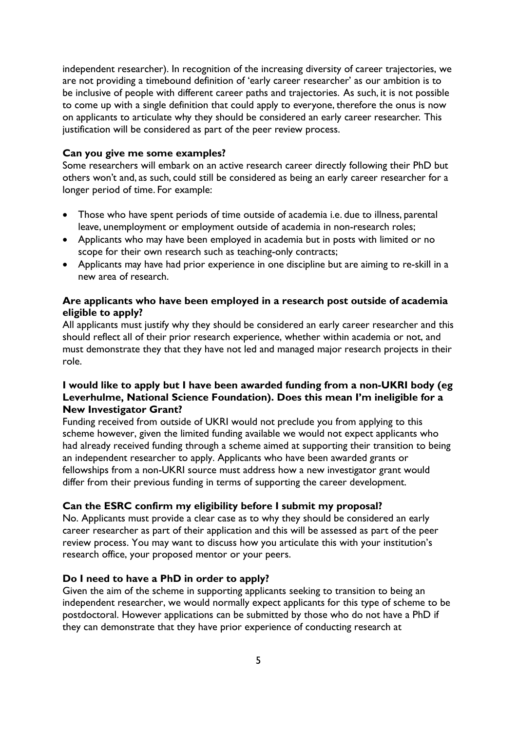independent researcher). In recognition of the increasing diversity of career trajectories, we are not providing a timebound definition of 'early career researcher' as our ambition is to be inclusive of people with different career paths and trajectories. As such, it is not possible to come up with a single definition that could apply to everyone, therefore the onus is now on applicants to articulate why they should be considered an early career researcher. This justification will be considered as part of the peer review process.

**Can you give me some examples?**

Some researchers will embark on an active research career directly following their PhD but others won't and, as such, could still be considered as being an early career researcher for a longer period of time. For example:

- Those who have spent periods of time outside of academia i.e. due to illness, parental leave, unemployment or employment outside of academia in non-research roles;
- Applicants who may have been employed in academia but in posts with limited or no scope for their own research such as teaching-only contracts;
- Applicants may have had prior experience in one discipline but are aiming to re-skill in a new area of research.

**Are applicants who have been employed in a research post outside of academia eligible to apply?**

All applicants must justify why they should be considered an early career researcher and this should reflect all of their prior research experience, whether within academia or not, and must demonstrate they that they have not led and managed major research projects in their role.

**I would like to apply but I have been awarded funding from a non-UKRI body (eg Leverhulme, National Science Foundation). Does this mean I'm ineligible for a New Investigator Grant?**

Funding received from outside of UKRI would not preclude you from applying to this scheme however, given the limited funding available we would not expect applicants who had already received funding through a scheme aimed at supporting their transition to being an independent researcher to apply. Applicants who have been awarded grants or fellowships from a non-UKRI source must address how a new investigator grant would differ from their previous funding in terms of supporting the career development.

**Can the ESRC confirm my eligibility before I submit my proposal?**

No. Applicants must provide a clear case as to why they should be considered an early career researcher as part of their application and this will be assessed as part of the peer review process. You may want to discuss how you articulate this with your institution's research office, your proposed mentor or your peers.

**Do I need to have a PhD in order to apply?**

Given the aim of the scheme in supporting applicants seeking to transition to being an independent researcher, we would normally expect applicants for this type of scheme to be postdoctoral. However applications can be submitted by those who do not have a PhD if they can demonstrate that they have prior experience of conducting research at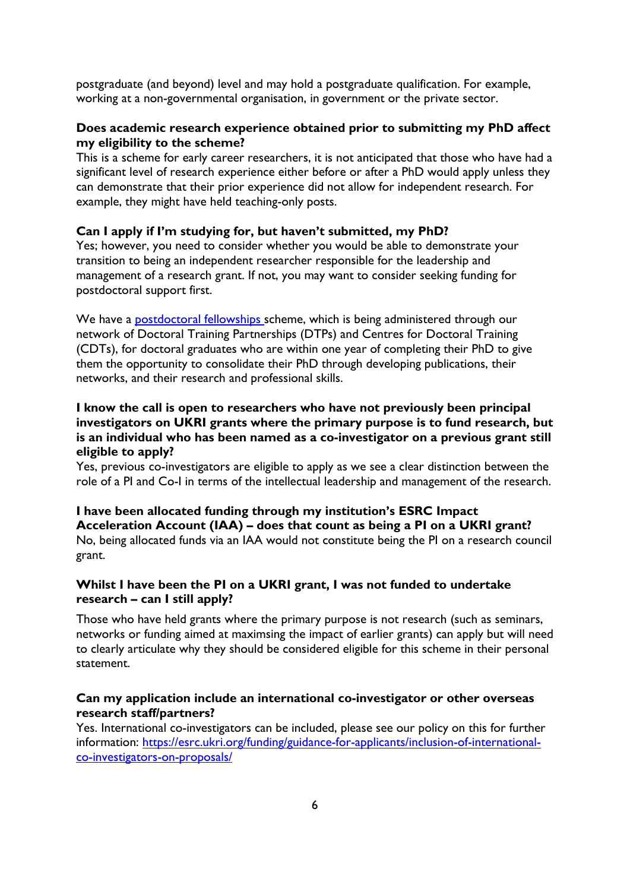postgraduate (and beyond) level and may hold a postgraduate qualification. For example, working at a non-governmental organisation, in government or the private sector.

**Does academic research experience obtained prior to submitting my PhD affect my eligibility to the scheme?**

This is a scheme for early career researchers, it is not anticipated that those who have had a significant level of research experience either before or after a PhD would apply unless they can demonstrate that their prior experience did not allow for independent research. For example, they might have held teaching-only posts.

**Can I apply if I'm studying for, but haven't submitted, my PhD?**

Yes; however, you need to consider whether you would be able to demonstrate your transition to being an independent researcher responsible for the leadership and management of a research grant. If not, you may want to consider seeking funding for postdoctoral support first.

We have a [postdoctoral fellowships](#) scheme, which is being administered through our network of Doctoral Training Partnerships (DTPs) and Centres for Doctoral Training (CDTs), for doctoral graduates who are within one year of completing their PhD to give them the opportunity to consolidate their PhD through developing publications, their networks, and their research and professional skills.

**I know the call is open to researchers who have not previously been principal investigators on UKRI grants where the primary purpose is to fund research, but is an individual who has been named as a co-investigator on a previous grant still eligible to apply?**

Yes, previous co-investigators are eligible to apply as we see a clear distinction between the role of a PI and Co-I in terms of the intellectual leadership and management of the research.

**I have been allocated funding through my institution's ESRC Impact Acceleration Account (IAA) – does that count as being a PI on a UKRI grant?**

No, being allocated funds via an IAA would not constitute being the PI on a research council grant.

**Whilst I have been the PI on a UKRI grant, I was not funded to undertake research – can I still apply?**

Those who have held grants where the primary purpose is not research (such as seminars, networks or funding aimed at maximsing the impact of earlier grants) can apply but will need to clearly articulate why they should be considered eligible for this scheme in their personal statement.

**Can my application include an international co-investigator or other overseas research staff/partners?**

Yes. International co-investigators can be included, please see our policy on this for further information: [https://esrc.ukri.org/funding/guidance-for-applicants/inclusion-of-international-co-investigators-on-proposals/](https://esrc.ukri.org/funding/guidance-for-applicants/inclusion-of-international-co-investigators-on-proposals/)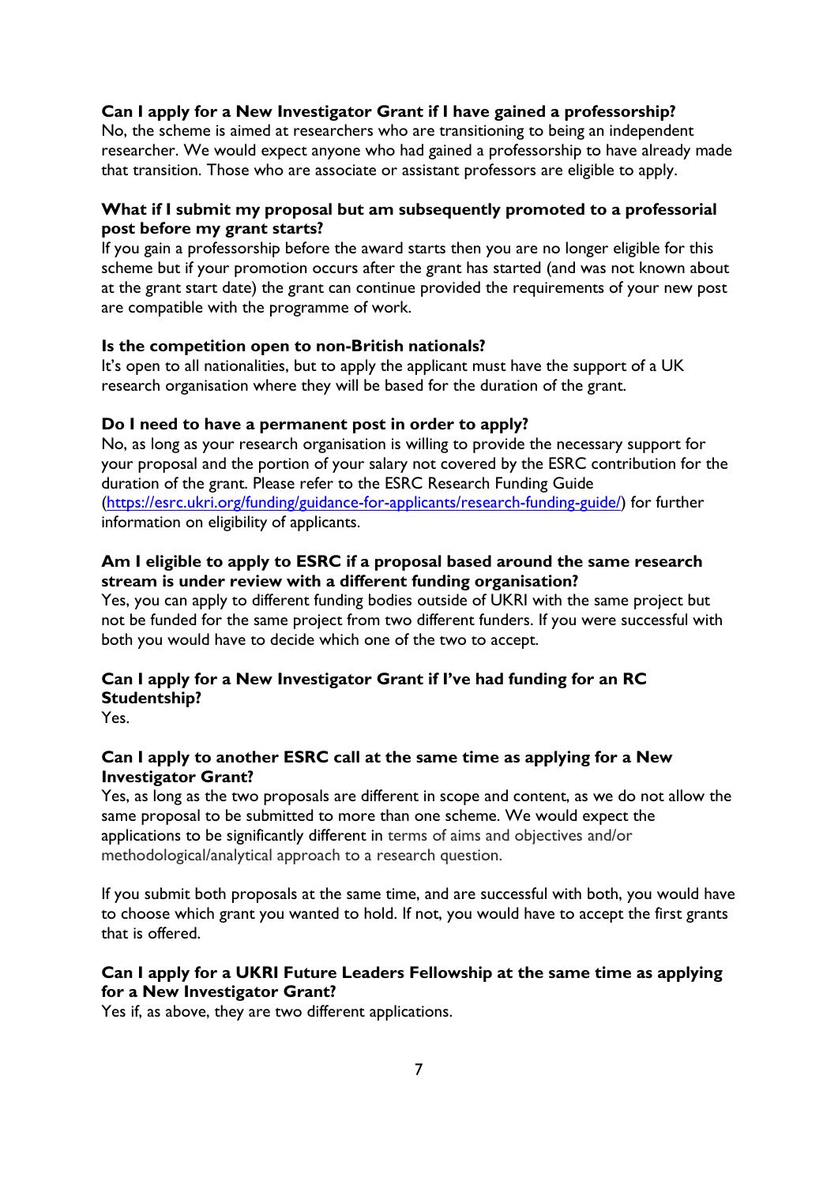**Can I apply for a New Investigator Grant if I have gained a professorship?**
No, the scheme is aimed at researchers who are transitioning to being an independent researcher. We would expect anyone who had gained a professorship to have already made that transition. Those who are associate or assistant professors are eligible to apply.

**What if I submit my proposal but am subsequently promoted to a professorial post before my grant starts?**
If you gain a professorship before the award starts then you are no longer eligible for this scheme but if your promotion occurs after the grant has started (and was not known about at the grant start date) the grant can continue provided the requirements of your new post are compatible with the programme of work.

**Is the competition open to non-British nationals?**
It's open to all nationalities, but to apply the applicant must have the support of a UK research organisation where they will be based for the duration of the grant.

**Do I need to have a permanent post in order to apply?**
No, as long as your research organisation is willing to provide the necessary support for your proposal and the portion of your salary not covered by the ESRC contribution for the duration of the grant. Please refer to the ESRC Research Funding Guide (https://esrc.ukri.org/funding/guidance-for-applicants/research-funding-guide/) for further information on eligibility of applicants.

**Am I eligible to apply to ESRC if a proposal based around the same research stream is under review with a different funding organisation?**
Yes, you can apply to different funding bodies outside of UKRI with the same project but not be funded for the same project from two different funders. If you were successful with both you would have to decide which one of the two to accept.

**Can I apply for a New Investigator Grant if I've had funding for an RC Studentship?**
Yes.

**Can I apply to another ESRC call at the same time as applying for a New Investigator Grant?**
Yes, as long as the two proposals are different in scope and content, as we do not allow the same proposal to be submitted to more than one scheme. We would expect the applications to be significantly different in terms of aims and objectives and/or methodological/analytical approach to a research question.

If you submit both proposals at the same time, and are successful with both, you would have to choose which grant you wanted to hold. If not, you would have to accept the first grants that is offered.

**Can I apply for a UKRI Future Leaders Fellowship at the same time as applying for a New Investigator Grant?**
Yes if, as above, they are two different applications.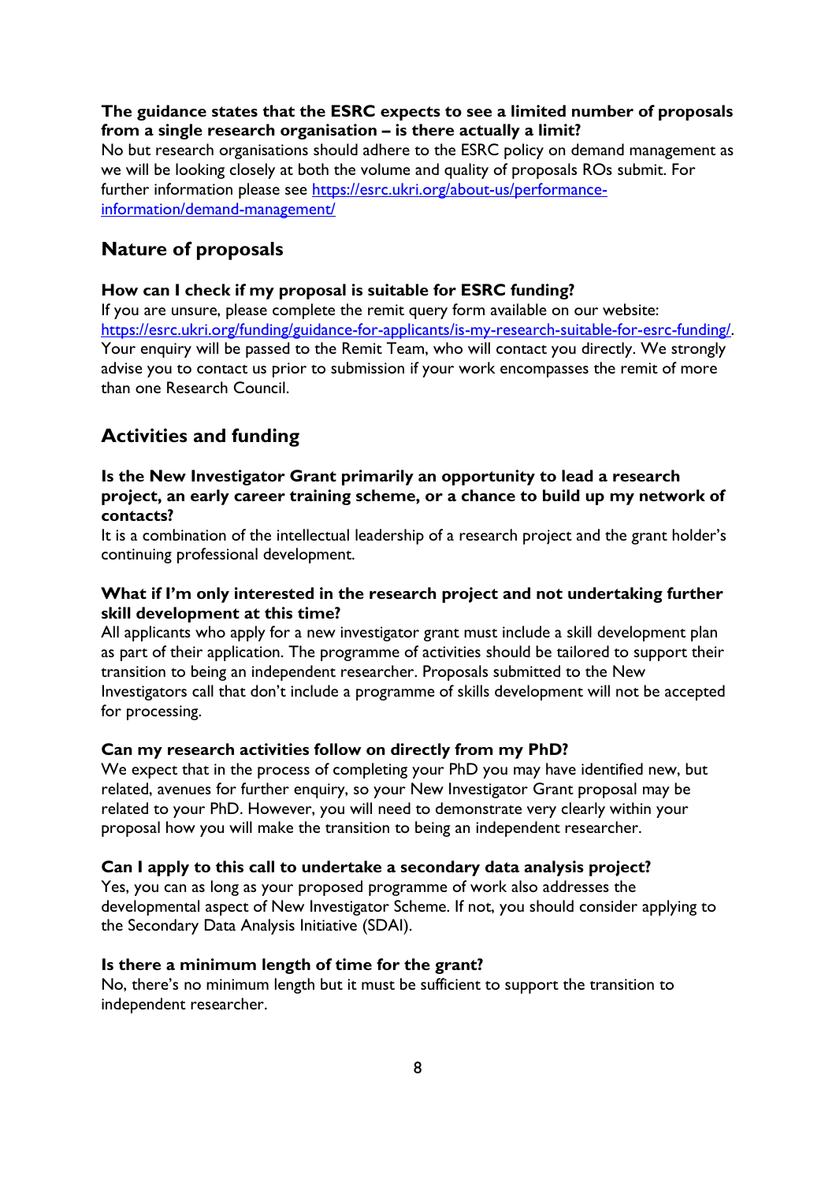**The guidance states that the ESRC expects to see a limited number of proposals from a single research organisation – is there actually a limit?**

No but research organisations should adhere to the ESRC policy on demand management as we will be looking closely at both the volume and quality of proposals ROs submit. For further information please see [https://esrc.ukri.org/about-us/performance-information/demand-management/](https://esrc.ukri.org/about-us/performance-information/demand-management/)

## Nature of proposals

**How can I check if my proposal is suitable for ESRC funding?**

If you are unsure, please complete the remit query form available on our website: [https://esrc.ukri.org/funding/guidance-for-applicants/is-my-research-suitable-for-esrc-funding/](https://esrc.ukri.org/funding/guidance-for-applicants/is-my-research-suitable-for-esrc-funding/). Your enquiry will be passed to the Remit Team, who will contact you directly. We strongly advise you to contact us prior to submission if your work encompasses the remit of more than one Research Council.

## Activities and funding

**Is the New Investigator Grant primarily an opportunity to lead a research project, an early career training scheme, or a chance to build up my network of contacts?**

It is a combination of the intellectual leadership of a research project and the grant holder's continuing professional development.

**What if I'm only interested in the research project and not undertaking further skill development at this time?**

All applicants who apply for a new investigator grant must include a skill development plan as part of their application. The programme of activities should be tailored to support their transition to being an independent researcher. Proposals submitted to the New Investigators call that don't include a programme of skills development will not be accepted for processing.

**Can my research activities follow on directly from my PhD?**

We expect that in the process of completing your PhD you may have identified new, but related, avenues for further enquiry, so your New Investigator Grant proposal may be related to your PhD. However, you will need to demonstrate very clearly within your proposal how you will make the transition to being an independent researcher.

**Can I apply to this call to undertake a secondary data analysis project?**

Yes, you can as long as your proposed programme of work also addresses the developmental aspect of New Investigator Scheme. If not, you should consider applying to the Secondary Data Analysis Initiative (SDAI).

**Is there a minimum length of time for the grant?**

No, there's no minimum length but it must be sufficient to support the transition to independent researcher.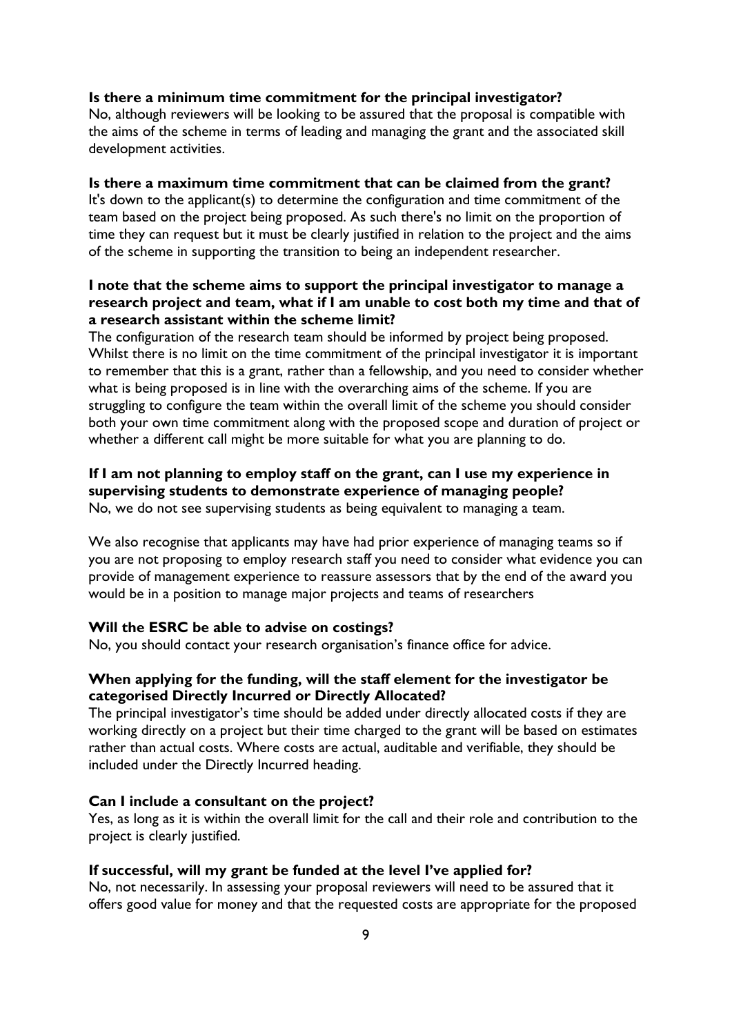**Is there a minimum time commitment for the principal investigator?**
No, although reviewers will be looking to be assured that the proposal is compatible with the aims of the scheme in terms of leading and managing the grant and the associated skill development activities.

**Is there a maximum time commitment that can be claimed from the grant?**
It's down to the applicant(s) to determine the configuration and time commitment of the team based on the project being proposed. As such there's no limit on the proportion of time they can request but it must be clearly justified in relation to the project and the aims of the scheme in supporting the transition to being an independent researcher.

**I note that the scheme aims to support the principal investigator to manage a research project and team, what if I am unable to cost both my time and that of a research assistant within the scheme limit?**
The configuration of the research team should be informed by project being proposed. Whilst there is no limit on the time commitment of the principal investigator it is important to remember that this is a grant, rather than a fellowship, and you need to consider whether what is being proposed is in line with the overarching aims of the scheme. If you are struggling to configure the team within the overall limit of the scheme you should consider both your own time commitment along with the proposed scope and duration of project or whether a different call might be more suitable for what you are planning to do.

**If I am not planning to employ staff on the grant, can I use my experience in supervising students to demonstrate experience of managing people?**
No, we do not see supervising students as being equivalent to managing a team.

We also recognise that applicants may have had prior experience of managing teams so if you are not proposing to employ research staff you need to consider what evidence you can provide of management experience to reassure assessors that by the end of the award you would be in a position to manage major projects and teams of researchers

**Will the ESRC be able to advise on costings?**
No, you should contact your research organisation's finance office for advice.

**When applying for the funding, will the staff element for the investigator be categorised Directly Incurred or Directly Allocated?**
The principal investigator's time should be added under directly allocated costs if they are working directly on a project but their time charged to the grant will be based on estimates rather than actual costs. Where costs are actual, auditable and verifiable, they should be included under the Directly Incurred heading.

**Can I include a consultant on the project?**
Yes, as long as it is within the overall limit for the call and their role and contribution to the project is clearly justified.

**If successful, will my grant be funded at the level I've applied for?**
No, not necessarily. In assessing your proposal reviewers will need to be assured that it offers good value for money and that the requested costs are appropriate for the proposed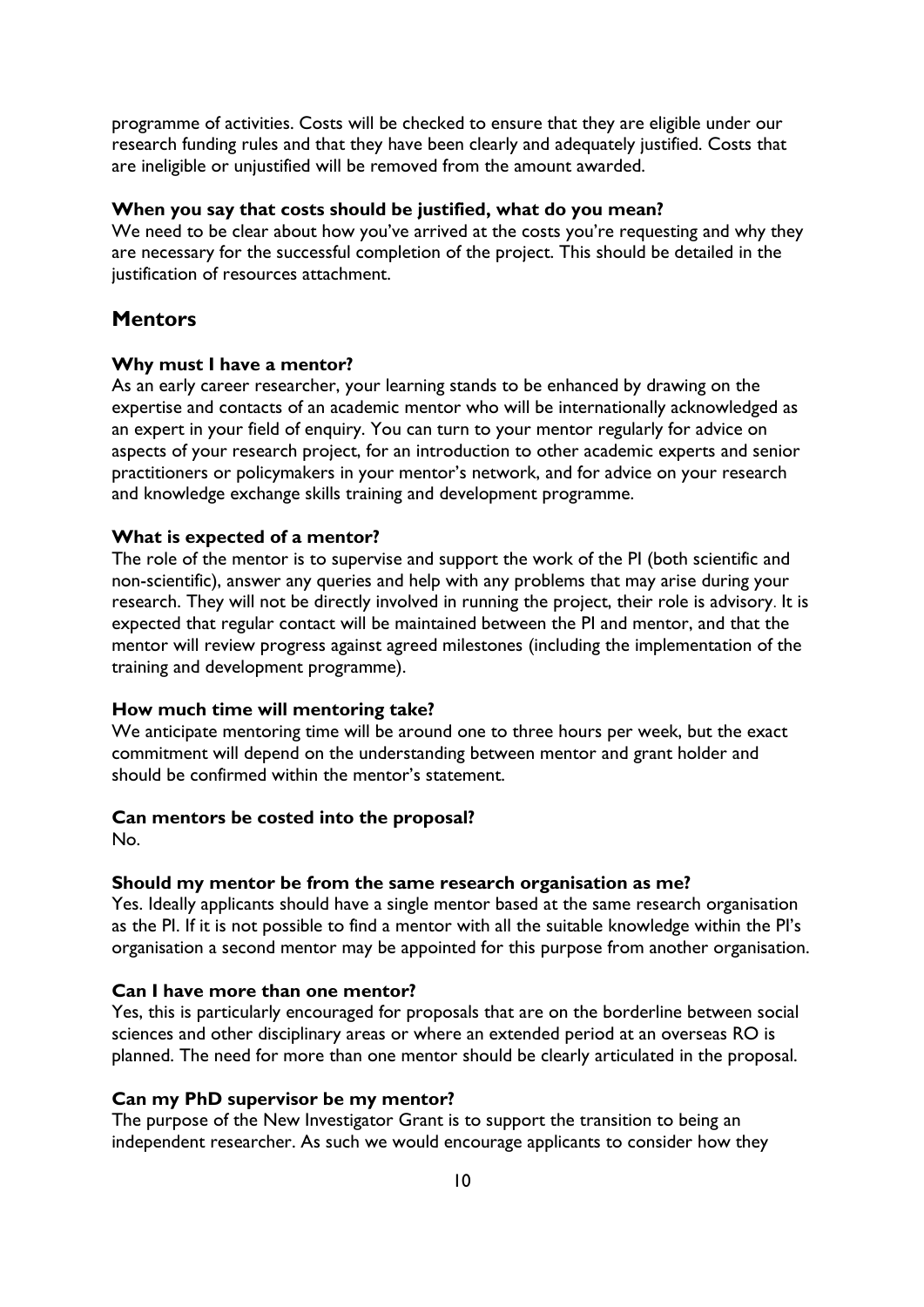programme of activities. Costs will be checked to ensure that they are eligible under our research funding rules and that they have been clearly and adequately justified. Costs that are ineligible or unjustified will be removed from the amount awarded.

**When you say that costs should be justified, what do you mean?**
We need to be clear about how you've arrived at the costs you're requesting and why they are necessary for the successful completion of the project. This should be detailed in the justification of resources attachment.

## Mentors

**Why must I have a mentor?**
As an early career researcher, your learning stands to be enhanced by drawing on the expertise and contacts of an academic mentor who will be internationally acknowledged as an expert in your field of enquiry. You can turn to your mentor regularly for advice on aspects of your research project, for an introduction to other academic experts and senior practitioners or policymakers in your mentor's network, and for advice on your research and knowledge exchange skills training and development programme.

**What is expected of a mentor?**
The role of the mentor is to supervise and support the work of the PI (both scientific and non-scientific), answer any queries and help with any problems that may arise during your research. They will not be directly involved in running the project, their role is advisory. It is expected that regular contact will be maintained between the PI and mentor, and that the mentor will review progress against agreed milestones (including the implementation of the training and development programme).

**How much time will mentoring take?**
We anticipate mentoring time will be around one to three hours per week, but the exact commitment will depend on the understanding between mentor and grant holder and should be confirmed within the mentor's statement.

**Can mentors be costed into the proposal?**
No.

**Should my mentor be from the same research organisation as me?**
Yes. Ideally applicants should have a single mentor based at the same research organisation as the PI. If it is not possible to find a mentor with all the suitable knowledge within the PI's organisation a second mentor may be appointed for this purpose from another organisation.

**Can I have more than one mentor?**
Yes, this is particularly encouraged for proposals that are on the borderline between social sciences and other disciplinary areas or where an extended period at an overseas RO is planned. The need for more than one mentor should be clearly articulated in the proposal.

**Can my PhD supervisor be my mentor?**
The purpose of the New Investigator Grant is to support the transition to being an independent researcher. As such we would encourage applicants to consider how they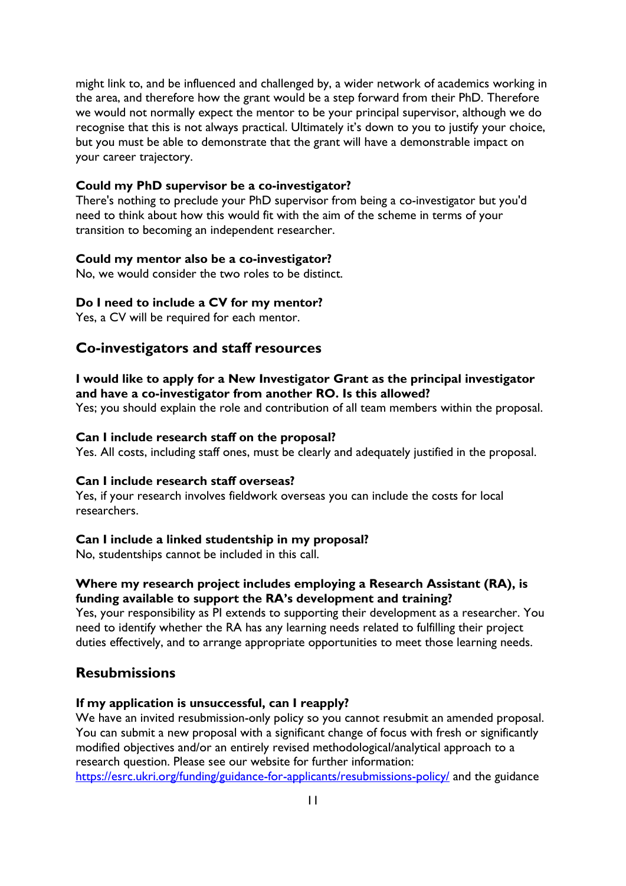might link to, and be influenced and challenged by, a wider network of academics working in the area, and therefore how the grant would be a step forward from their PhD. Therefore we would not normally expect the mentor to be your principal supervisor, although we do recognise that this is not always practical. Ultimately it's down to you to justify your choice, but you must be able to demonstrate that the grant will have a demonstrable impact on your career trajectory.

**Could my PhD supervisor be a co-investigator?**
There's nothing to preclude your PhD supervisor from being a co-investigator but you'd need to think about how this would fit with the aim of the scheme in terms of your transition to becoming an independent researcher.

**Could my mentor also be a co-investigator?**
No, we would consider the two roles to be distinct.

**Do I need to include a CV for my mentor?**
Yes, a CV will be required for each mentor.

## Co-investigators and staff resources

**I would like to apply for a New Investigator Grant as the principal investigator and have a co-investigator from another RO. Is this allowed?**
Yes; you should explain the role and contribution of all team members within the proposal.

**Can I include research staff on the proposal?**
Yes. All costs, including staff ones, must be clearly and adequately justified in the proposal.

**Can I include research staff overseas?**
Yes, if your research involves fieldwork overseas you can include the costs for local researchers.

**Can I include a linked studentship in my proposal?**
No, studentships cannot be included in this call.

**Where my research project includes employing a Research Assistant (RA), is funding available to support the RA's development and training?**
Yes, your responsibility as PI extends to supporting their development as a researcher. You need to identify whether the RA has any learning needs related to fulfilling their project duties effectively, and to arrange appropriate opportunities to meet those learning needs.

## Resubmissions

**If my application is unsuccessful, can I reapply?**
We have an invited resubmission-only policy so you cannot resubmit an amended proposal. You can submit a new proposal with a significant change of focus with fresh or significantly modified objectives and/or an entirely revised methodological/analytical approach to a research question. Please see our website for further information: [https://esrc.ukri.org/funding/guidance-for-applicants/resubmissions-policy/](https://esrc.ukri.org/funding/guidance-for-applicants/resubmissions-policy/) and the guidance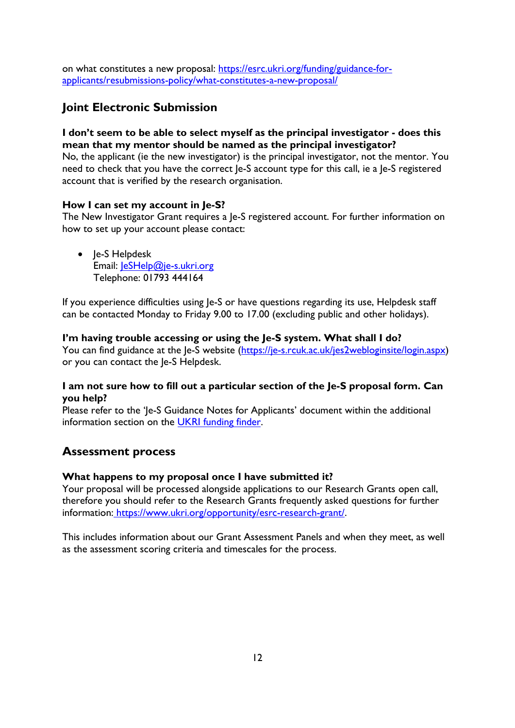on what constitutes a new proposal: [https://esrc.ukri.org/funding/guidance-for-applicants/resubmissions-policy/what-constitutes-a-new-proposal/](https://esrc.ukri.org/funding/guidance-for-applicants/resubmissions-policy/what-constitutes-a-new-proposal/)

## Joint Electronic Submission

**I don't seem to be able to select myself as the principal investigator - does this mean that my mentor should be named as the principal investigator?**
No, the applicant (ie the new investigator) is the principal investigator, not the mentor. You need to check that you have the correct Je-S account type for this call, ie a Je-S registered account that is verified by the research organisation.

**How I can set my account in Je-S?**
The New Investigator Grant requires a Je-S registered account. For further information on how to set up your account please contact:

- Je-S Helpdesk
  Email: [JeSHelp@je-s.ukri.org](mailto:JeSHelp@je-s.ukri.org)
  Telephone: 01793 444164

If you experience difficulties using Je-S or have questions regarding its use, Helpdesk staff can be contacted Monday to Friday 9.00 to 17.00 (excluding public and other holidays).

**I'm having trouble accessing or using the Je-S system. What shall I do?**
You can find guidance at the Je-S website ([https://je-s.rcuk.ac.uk/jes2webloginsite/login.aspx](https://je-s.rcuk.ac.uk/jes2webloginsite/login.aspx)) or you can contact the Je-S Helpdesk.

**I am not sure how to fill out a particular section of the Je-S proposal form. Can you help?**
Please refer to the 'Je-S Guidance Notes for Applicants' document within the additional information section on the UKRI funding finder.

## Assessment process

**What happens to my proposal once I have submitted it?**
Your proposal will be processed alongside applications to our Research Grants open call, therefore you should refer to the Research Grants frequently asked questions for further information: [https://www.ukri.org/opportunity/esrc-research-grant/](https://www.ukri.org/opportunity/esrc-research-grant/).

This includes information about our Grant Assessment Panels and when they meet, as well as the assessment scoring criteria and timescales for the process.